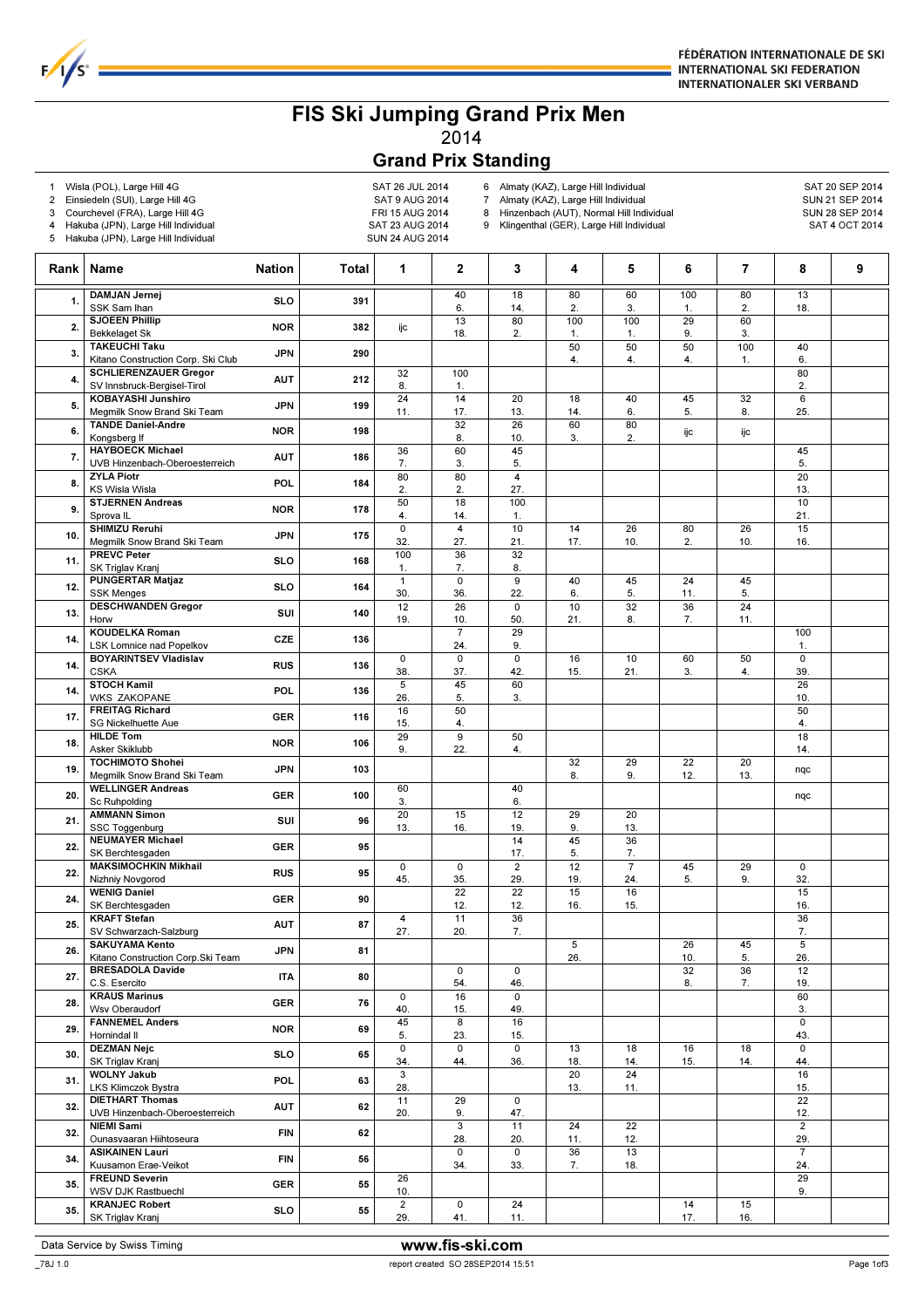FÉDÉRATION INTERNATIONALE DE SKI
INTERNATIONAL SKI FEDERATION
INTERNATIONALER SKI VERBAND

# FIS Ski Jumping Grand Prix Men

2014

## Grand Prix Standing

1 Wisla (POL), Large Hill 4G — SAT 26 JUL 2014
2 Einsiedeln (SUI), Large Hill 4G — SAT 9 AUG 2014
3 Courchevel (FRA), Large Hill 4G — FRI 15 AUG 2014
4 Hakuba (JPN), Large Hill Individual — SAT 23 AUG 2014
5 Hakuba (JPN), Large Hill Individual — SUN 24 AUG 2014
6 Almaty (KAZ), Large Hill Individual — SAT 20 SEP 2014
7 Almaty (KAZ), Large Hill Individual — SUN 21 SEP 2014
8 Hinzenbach (AUT), Normal Hill Individual — SUN 28 SEP 2014
9 Klingenthal (GER), Large Hill Individual — SAT 4 OCT 2014

| Rank | Name | Nation | Total | 1 | 2 | 3 | 4 | 5 | 6 | 7 | 8 | 9 |
|---|---|---|---|---|---|---|---|---|---|---|---|---|
| 1. | DAMJAN Jernej<br>SSK Sam Ihan | SLO | 391 | | 40<br>6. | 18<br>14. | 80<br>2. | 60<br>3. | 100<br>1. | 80<br>2. | 13<br>18. | |
| 2. | SJOEEN Phillip<br>Bekkelaget Sk | NOR | 382 | ijc | 13<br>18. | 80<br>2. | 100<br>1. | 100<br>1. | 29<br>9. | 60<br>3. | | |
| 3. | TAKEUCHI Taku<br>Kitano Construction Corp. Ski Club | JPN | 290 | | | | 50<br>4. | 50<br>4. | 50<br>4. | 100<br>1. | 40<br>6. | |
| 4. | SCHLIERENZAUER Gregor<br>SV Innsbruck-Bergisel-Tirol | AUT | 212 | 32<br>8. | 100<br>1. | | | | | | 80<br>2. | |
| 5. | KOBAYASHI Junshiro<br>Megmilk Snow Brand Ski Team | JPN | 199 | 24<br>11. | 14<br>17. | 20<br>13. | 18<br>14. | 40<br>6. | 45<br>5. | 32<br>8. | 6<br>25. | |
| 6. | TANDE Daniel-Andre<br>Kongsberg If | NOR | 198 | | 32<br>8. | 26<br>10. | 60<br>3. | 80<br>2. | ijc | ijc | | |
| 7. | HAYBOECK Michael<br>UVB Hinzenbach-Oberoesterreich | AUT | 186 | 36<br>7. | 60<br>3. | 45<br>5. | | | | | 45<br>5. | |
| 8. | ZYLA Piotr<br>KS Wisla Wisla | POL | 184 | 80<br>2. | 80<br>2. | 4<br>27. | | | | | 20<br>13. | |
| 9. | STJERNEN Andreas<br>Sprova IL | NOR | 178 | 50<br>4. | 18<br>14. | 100<br>1. | | | | | 10<br>21. | |
| 10. | SHIMIZU Reruhi<br>Megmilk Snow Brand Ski Team | JPN | 175 | 0<br>32. | 4<br>27. | 10<br>21. | 14<br>17. | 26<br>10. | 80<br>2. | 26<br>10. | 15<br>16. | |
| 11. | PREVC Peter<br>SK Triglav Kranj | SLO | 168 | 100<br>1. | 36<br>7. | 32<br>8. | | | | | | |
| 12. | PUNGERTAR Matjaz<br>SSK Menges | SLO | 164 | 1<br>30. | 0<br>36. | 9<br>22. | 40<br>6. | 45<br>5. | 24<br>11. | 45<br>5. | | |
| 13. | DESCHWANDEN Gregor<br>Horw | SUI | 140 | 12<br>19. | 26<br>10. | 0<br>50. | 10<br>21. | 32<br>8. | 36<br>7. | 24<br>11. | | |
| 14. | KOUDELKA Roman<br>LSK Lomnice nad Popelkov | CZE | 136 | | 7<br>24. | 29<br>9. | | | | | 100<br>1. | |
| 14. | BOYARINTSEV Vladislav<br>CSKA | RUS | 136 | 0<br>38. | 0<br>37. | 0<br>42. | 16<br>15. | 10<br>21. | 60<br>3. | 50<br>4. | 0<br>39. | |
| 14. | STOCH Kamil<br>WKS ZAKOPANE | POL | 136 | 5<br>26. | 45<br>5. | 60<br>3. | | | | | 26<br>10. | |
| 17. | FREITAG Richard<br>SG Nickelhuette Aue | GER | 116 | 16<br>15. | 50<br>4. | | | | | | 50<br>4. | |
| 18. | HILDE Tom<br>Asker Skiklubb | NOR | 106 | 29<br>9. | 9<br>22. | 50<br>4. | | | | | 18<br>14. | |
| 19. | TOCHIMOTO Shohei<br>Megmilk Snow Brand Ski Team | JPN | 103 | | | | 32<br>8. | 29<br>9. | 22<br>12. | 20<br>13. | nqc | |
| 20. | WELLINGER Andreas<br>Sc Ruhpolding | GER | 100 | 60<br>3. | | 40<br>6. | | | | | nqc | |
| 21. | AMMANN Simon<br>SSC Toggenburg | SUI | 96 | 20<br>13. | 15<br>16. | 12<br>19. | 29<br>9. | 20<br>13. | | | | |
| 22. | NEUMAYER Michael<br>SK Berchtesgaden | GER | 95 | | | 14<br>17. | 45<br>5. | 36<br>7. | | | | |
| 22. | MAKSIMOCHKIN Mikhail<br>Nizhniy Novgorod | RUS | 95 | 0<br>45. | 0<br>35. | 2<br>29. | 12<br>19. | 7<br>24. | 45<br>5. | 29<br>9. | 0<br>32. | |
| 24. | WENIG Daniel<br>SK Berchtesgaden | GER | 90 | | 22<br>12. | 22<br>12. | 15<br>16. | 16<br>15. | | | 15<br>16. | |
| 25. | KRAFT Stefan<br>SV Schwarzach-Salzburg | AUT | 87 | 4<br>27. | 11<br>20. | 36<br>7. | | | | | 36<br>7. | |
| 26. | SAKUYAMA Kento<br>Kitano Construction Corp.Ski Team | JPN | 81 | | | | 5<br>26. | | 26<br>10. | 45<br>5. | 5<br>26. | |
| 27. | BRESADOLA Davide<br>C.S. Esercito | ITA | 80 | | 0<br>54. | 0<br>46. | | | 32<br>8. | 36<br>7. | 12<br>19. | |
| 28. | KRAUS Marinus<br>Wsv Oberaudorf | GER | 76 | 0<br>40. | 16<br>15. | 0<br>49. | | | | | 60<br>3. | |
| 29. | FANNEMEL Anders<br>Hornindal Il | NOR | 69 | 45<br>5. | 8<br>23. | 16<br>15. | | | | | 0<br>43. | |
| 30. | DEZMAN Nejc<br>SK Triglav Kranj | SLO | 65 | 0<br>34. | 0<br>44. | 0<br>36. | 13<br>18. | 18<br>14. | 16<br>15. | 18<br>14. | 0<br>44. | |
| 31. | WOLNY Jakub<br>LKS Klimczok Bystra | POL | 63 | 3<br>28. | | | 20<br>13. | 24<br>11. | | | 16<br>15. | |
| 32. | DIETHART Thomas<br>UVB Hinzenbach-Oberoesterreich | AUT | 62 | 11<br>20. | 29<br>9. | 0<br>47. | | | | | 22<br>12. | |
| 32. | NIEMI Sami<br>Ounasvaaran Hiihtoseura | FIN | 62 | | 3<br>28. | 11<br>20. | 24<br>11. | 22<br>12. | | | 2<br>29. | |
| 34. | ASIKAINEN Lauri<br>Kuusamon Erae-Veikot | FIN | 56 | | 0<br>34. | 0<br>33. | 36<br>7. | 13<br>18. | | | 7<br>24. | |
| 35. | FREUND Severin<br>WSV DJK Rastbuechl | GER | 55 | 26<br>10. | | | | | | | 29<br>9. | |
| 35. | KRANJEC Robert<br>SK Triglav Kranj | SLO | 55 | 2<br>29. | 0<br>41. | 24<br>11. | | | 14<br>17. | 15<br>16. | | |

Data Service by Swiss Timing — www.fis-ski.com

_78J 1.0 — report created SO 28SEP2014 15:51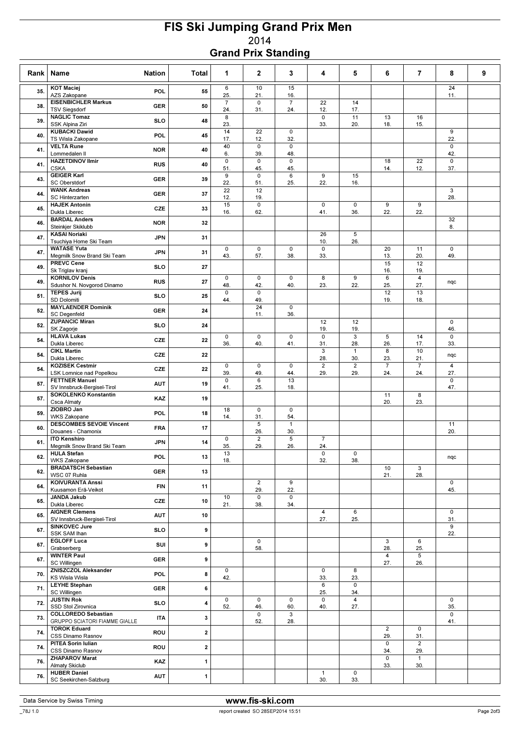# FIS Ski Jumping Grand Prix Men

2014

## Grand Prix Standing

| Rank | Name | Nation | Total | 1 | 2 | 3 | 4 | 5 | 6 | 7 | 8 | 9 |
|---|---|---|---|---|---|---|---|---|---|---|---|---|
| 35. | KOT Maciej<br>AZS Zakopane | POL | 55 | 6<br>25. | 10<br>21. | 15<br>16. | | | | | 24<br>11. | |
| 38. | EISENBICHLER Markus<br>TSV Siegsdorf | GER | 50 | 7<br>24. | 0<br>31. | 7<br>24. | 22<br>12. | 14<br>17. | | | | |
| 39. | NAGLIC Tomaz<br>SSK Alpina Ziri | SLO | 48 | 8<br>23. | | | 0<br>33. | 11<br>20. | 13<br>18. | 16<br>15. | | |
| 40. | KUBACKI Dawid<br>TS Wisla Zakopane | POL | 45 | 14<br>17. | 22<br>12. | 0<br>32. | | | | | 9<br>22. | |
| 41. | VELTA Rune<br>Lommedalen Il | NOR | 40 | 40<br>6. | 0<br>39. | 0<br>48. | | | | | 0<br>42. | |
| 41. | HAZETDINOV Ilmir<br>CSKA | RUS | 40 | 0<br>51. | 0<br>45. | 0<br>45. | | | 18<br>14. | 22<br>12. | 0<br>37. | |
| 43. | GEIGER Karl<br>SC Oberstdorf | GER | 39 | 9<br>22. | 0<br>51. | 6<br>25. | 9<br>22. | 15<br>16. | | | | |
| 44. | WANK Andreas<br>SC Hinterzarten | GER | 37 | 22<br>12. | 12<br>19. | | | | | | 3<br>28. | |
| 45. | HAJEK Antonin<br>Dukla Liberec | CZE | 33 | 15<br>16. | 0<br>62. | | 0<br>41. | 0<br>36. | 9<br>22. | 9<br>22. | | |
| 46. | BARDAL Anders<br>Steinkjer Skiklubb | NOR | 32 | | | | | | | | 32<br>8. | |
| 47. | KASAI Noriaki<br>Tsuchiya Home Ski Team | JPN | 31 | | | | 26<br>10. | 5<br>26. | | | | |
| 47. | WATASE Yuta<br>Megmilk Snow Brand Ski Team | JPN | 31 | 0<br>43. | 0<br>57. | 0<br>38. | 0<br>33. | | 20<br>13. | 11<br>20. | 0<br>49. | |
| 49. | PREVC Cene<br>Sk Triglav kranj | SLO | 27 | | | | | | 15<br>16. | 12<br>19. | | |
| 49. | KORNILOV Denis<br>Sdushor N. Novgorod Dinamo | RUS | 27 | 0<br>48. | 0<br>42. | 0<br>40. | 8<br>23. | 9<br>22. | 6<br>25. | 4<br>27. | nqc | |
| 51. | TEPES Jurij<br>SD Dolomiti | SLO | 25 | 0<br>44. | 0<br>49. | | | | 12<br>19. | 13<br>18. | | |
| 52. | MAYLAENDER Dominik<br>SC Degenfeld | GER | 24 | | 24<br>11. | 0<br>36. | | | | | | |
| 52. | ZUPANCIC Miran<br>SK Zagorje | SLO | 24 | | | | 12<br>19. | 12<br>19. | | | 0<br>46. | |
| 54. | HLAVA Lukas<br>Dukla Liberec | CZE | 22 | 0<br>36. | 0<br>40. | 0<br>41. | 0<br>31. | 3<br>28. | 5<br>26. | 14<br>17. | 0<br>33. | |
| 54. | CIKL Martin<br>Dukla Liberec | CZE | 22 | | | | 3<br>28. | 1<br>30. | 8<br>23. | 10<br>21. | nqc | |
| 54. | KOZISEK Cestmir<br>LSK Lomnice nad Popelkou | CZE | 22 | 0<br>39. | 0<br>49. | 0<br>44. | 2<br>29. | 2<br>29. | 7<br>24. | 7<br>24. | 4<br>27. | |
| 57. | FETTNER Manuel<br>SV Innsbruck-Bergisel-Tirol | AUT | 19 | 0<br>41. | 6<br>25. | 13<br>18. | | | | | 0<br>47. | |
| 57. | SOKOLENKO Konstantin<br>Csca Almaty | KAZ | 19 | | | | | | 11<br>20. | 8<br>23. | | |
| 59. | ZIOBRO Jan<br>WKS Zakopane | POL | 18 | 18<br>14. | 0<br>31. | 0<br>54. | | | | | | |
| 60. | DESCOMBES SEVOIE Vincent<br>Douanes - Chamonix | FRA | 17 | | 5<br>26. | 1<br>30. | | | | | 11<br>20. | |
| 61. | ITO Kenshiro<br>Megmilk Snow Brand Ski Team | JPN | 14 | 0<br>35. | 2<br>29. | 5<br>26. | 7<br>24. | | | | | |
| 62. | HULA Stefan<br>WKS Zakopane | POL | 13 | 13<br>18. | | | 0<br>32. | 0<br>38. | | | nqc | |
| 62. | BRADATSCH Sebastian<br>WSC 07 Ruhla | GER | 13 | | | | | | 10<br>21. | 3<br>28. | | |
| 64. | KOIVURANTA Anssi<br>Kuusamon Erä-Veikot | FIN | 11 | | 2<br>29. | 9<br>22. | | | | | 0<br>45. | |
| 65. | JANDA Jakub<br>Dukla Liberec | CZE | 10 | 10<br>21. | 0<br>38. | 0<br>34. | | | | | | |
| 65. | AIGNER Clemens<br>SV Innsbruck-Bergisel-Tirol | AUT | 10 | | | | 4<br>27. | 6<br>25. | | | 0<br>31. | |
| 67. | SINKOVEC Jure<br>SSK SAM Ihan | SLO | 9 | | | | | | | | 9<br>22. | |
| 67. | EGLOFF Luca<br>Grabserberg | SUI | 9 | | 0<br>58. | | | | 3<br>28. | 6<br>25. | | |
| 67. | WINTER Paul<br>SC Willingen | GER | 9 | | | | | | 4<br>27. | 5<br>26. | | |
| 70. | ZNISZCZOL Aleksander<br>KS Wisla Wisla | POL | 8 | 0<br>42. | | | 0<br>33. | 8<br>23. | | | | |
| 71. | LEYHE Stephan<br>SC Willingen | GER | 6 | | | | 6<br>25. | 0<br>34. | | | | |
| 72. | JUSTIN Rok<br>SSD Stol Zirovnica | SLO | 4 | 0<br>52. | 0<br>46. | 0<br>60. | 0<br>40. | 4<br>27. | | | 0<br>35. | |
| 73. | COLLOREDO Sebastian<br>GRUPPO SCIATORI FIAMME GIALLE | ITA | 3 | | 0<br>52. | 3<br>28. | | | | | 0<br>41. | |
| 74. | TOROK Eduard<br>CSS Dinamo Rasnov | ROU | 2 | | | | | | 2<br>29. | 0<br>31. | | |
| 74. | PITEA Sorin Iulian<br>CSS Dinamo Rasnov | ROU | 2 | | | | | | 0<br>34. | 2<br>29. | | |
| 76. | ZHAPAROV Marat<br>Almaty Skiclub | KAZ | 1 | | | | | | 0<br>33. | 1<br>30. | | |
| 76. | HUBER Daniel<br>SC Seekirchen-Salzburg | AUT | 1 | | | | 1<br>30. | 0<br>33. | | | | |

Data Service by Swiss Timing

www.fis-ski.com

_78J 1.0

report created SO 28SEP2014 15:51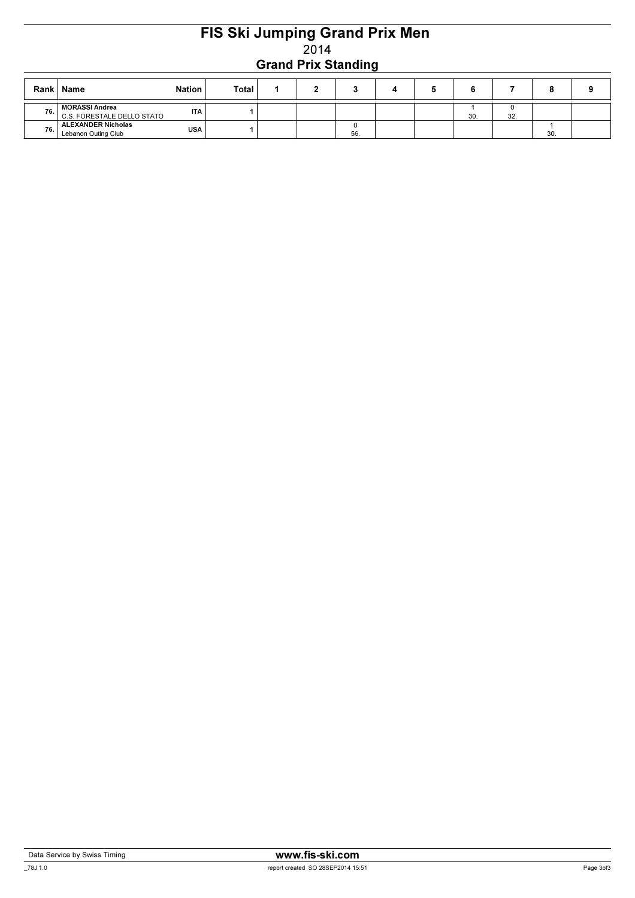# FIS Ski Jumping Grand Prix Men

2014

## Grand Prix Standing

| Rank | Name | Nation | Total | 1 | 2 | 3 | 4 | 5 | 6 | 7 | 8 | 9 |
|---|---|---|---|---|---|---|---|---|---|---|---|---|
| 76. | MORASSI Andrea<br>C.S. FORESTALE DELLO STATO | ITA | 1 | | | | | | 1<br>30. | 0<br>32. | | |
| 76. | ALEXANDER Nicholas<br>Lebanon Outing Club | USA | 1 | | | 0<br>56. | | | | | 1<br>30. | |

Data Service by Swiss Timing

www.fis-ski.com

_78J 1.0

report created SO 28SEP2014 15:51